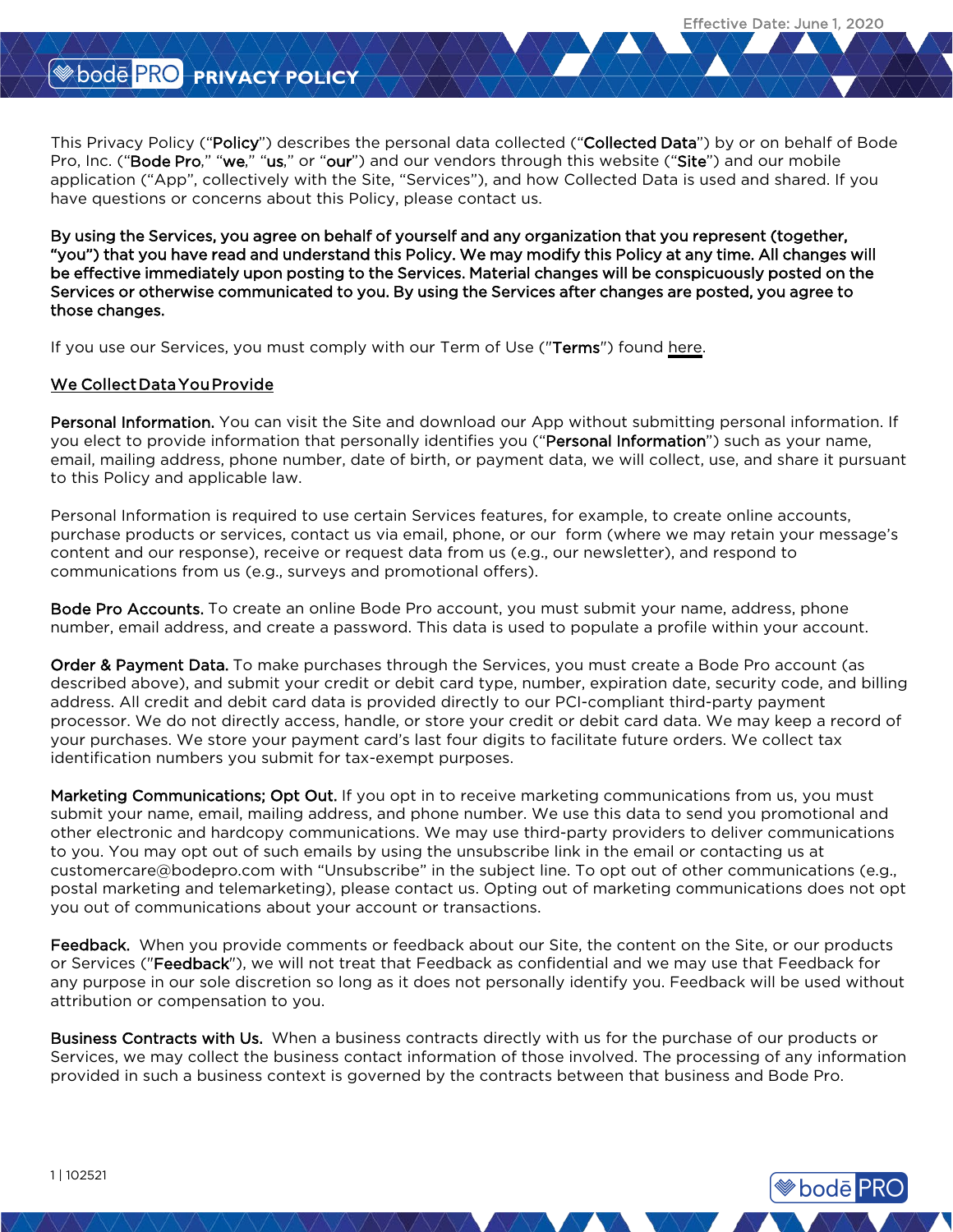Effective Date: June 1, 2020

# bodē PRO PRIVACY POLICY

This Privacy Policy ("**Policy**") describes the personal data collected ("**Collected Data**") by or on behalf of Bode Pro, Inc. ("**Bode Pro**," "**we**," "**us**," or "**our**") and our vendors through this website ("**Site**") and our mobile application ("App", collectively with the Site, "Services"), and how Collected Data is used and shared. If you have questions or concerns about this Policy, please contact us.

**By using the Services, you agree on behalf of yourself and any organization that you represent (together, "you") that you have read and understand this Policy. We may modify this Policy at any time. All changes will be effective immediately upon posting to the Services. Material changes will be conspicuously posted on the Services or otherwise communicated to you. By using the Services after changes are posted, you agree to those changes.**

If you use our Services, you must comply with our Term of Use ("**Terms**") found here.

## We Collect Data You Provide

**Personal Information.** You can visit the Site and download our App without submitting personal information. If you elect to provide information that personally identifies you ("**Personal Information**") such as your name, email, mailing address, phone number, date of birth, or payment data, we will collect, use, and share it pursuant to this Policy and applicable law.

Personal Information is required to use certain Services features, for example, to create online accounts, purchase products or services, contact us via email, phone, or our form (where we may retain your message's content and our response), receive or request data from us (e.g., our newsletter), and respond to communications from us (e.g., surveys and promotional offers).

**Bode Pro Accounts.** To create an online Bode Pro account, you must submit your name, address, phone number, email address, and create a password. This data is used to populate a profile within your account.

**Order & Payment Data.** To make purchases through the Services, you must create a Bode Pro account (as described above), and submit your credit or debit card type, number, expiration date, security code, and billing address. All credit and debit card data is provided directly to our PCI-compliant third-party payment processor. We do not directly access, handle, or store your credit or debit card data. We may keep a record of your purchases. We store your payment card's last four digits to facilitate future orders. We collect tax identification numbers you submit for tax-exempt purposes.

**Marketing Communications; Opt Out.** If you opt in to receive marketing communications from us, you must submit your name, email, mailing address, and phone number. We use this data to send you promotional and other electronic and hardcopy communications. We may use third-party providers to deliver communications to you. You may opt out of such emails by using the unsubscribe link in the email or contacting us at customercare@bodepro.com with "Unsubscribe" in the subject line. To opt out of other communications (e.g., postal marketing and telemarketing), please contact us. Opting out of marketing communications does not opt you out of communications about your account or transactions.

**Feedback.** When you provide comments or feedback about our Site, the content on the Site, or our products or Services ("**Feedback**"), we will not treat that Feedback as confidential and we may use that Feedback for any purpose in our sole discretion so long as it does not personally identify you. Feedback will be used without attribution or compensation to you.

**Business Contracts with Us.** When a business contracts directly with us for the purchase of our products or Services, we may collect the business contact information of those involved. The processing of any information provided in such a business context is governed by the contracts between that business and Bode Pro.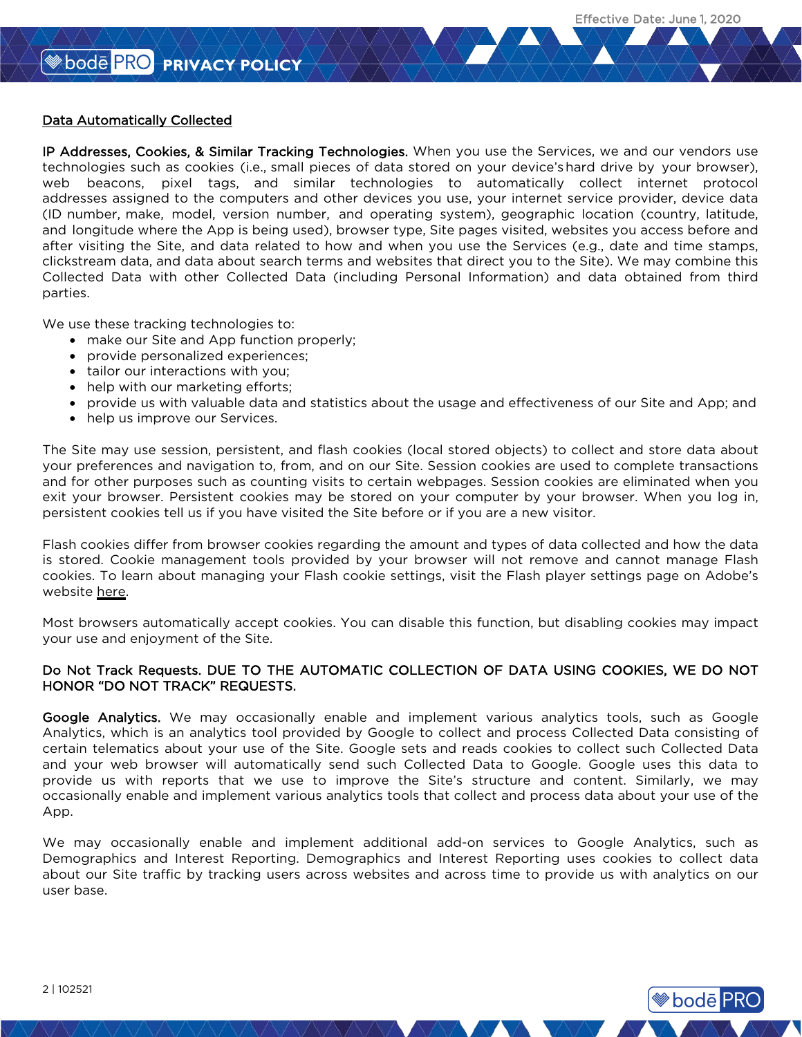Data Automatically Collected

**IP Addresses, Cookies, & Similar Tracking Technologies.** When you use the Services, we and our vendors use technologies such as cookies (i.e., small pieces of data stored on your device's hard drive by your browser), web beacons, pixel tags, and similar technologies to automatically collect internet protocol addresses assigned to the computers and other devices you use, your internet service provider, device data (ID number, make, model, version number, and operating system), geographic location (country, latitude, and longitude where the App is being used), browser type, Site pages visited, websites you access before and after visiting the Site, and data related to how and when you use the Services (e.g., date and time stamps, clickstream data, and data about search terms and websites that direct you to the Site). We may combine this Collected Data with other Collected Data (including Personal Information) and data obtained from third parties.

We use these tracking technologies to:

- make our Site and App function properly;
- provide personalized experiences;
- tailor our interactions with you;
- help with our marketing efforts;
- provide us with valuable data and statistics about the usage and effectiveness of our Site and App; and
- help us improve our Services.

The Site may use session, persistent, and flash cookies (local stored objects) to collect and store data about your preferences and navigation to, from, and on our Site. Session cookies are used to complete transactions and for other purposes such as counting visits to certain webpages. Session cookies are eliminated when you exit your browser. Persistent cookies may be stored on your computer by your browser. When you log in, persistent cookies tell us if you have visited the Site before or if you are a new visitor.

Flash cookies differ from browser cookies regarding the amount and types of data collected and how the data is stored. Cookie management tools provided by your browser will not remove and cannot manage Flash cookies. To learn about managing your Flash cookie settings, visit the Flash player settings page on Adobe's website here.

Most browsers automatically accept cookies. You can disable this function, but disabling cookies may impact your use and enjoyment of the Site.

**Do Not Track Requests.** DUE TO THE AUTOMATIC COLLECTION OF DATA USING COOKIES, WE DO NOT HONOR "DO NOT TRACK" REQUESTS.

**Google Analytics.** We may occasionally enable and implement various analytics tools, such as Google Analytics, which is an analytics tool provided by Google to collect and process Collected Data consisting of certain telematics about your use of the Site. Google sets and reads cookies to collect such Collected Data and your web browser will automatically send such Collected Data to Google. Google uses this data to provide us with reports that we use to improve the Site's structure and content. Similarly, we may occasionally enable and implement various analytics tools that collect and process data about your use of the App.

We may occasionally enable and implement additional add-on services to Google Analytics, such as Demographics and Interest Reporting. Demographics and Interest Reporting uses cookies to collect data about our Site traffic by tracking users across websites and across time to provide us with analytics on our user base.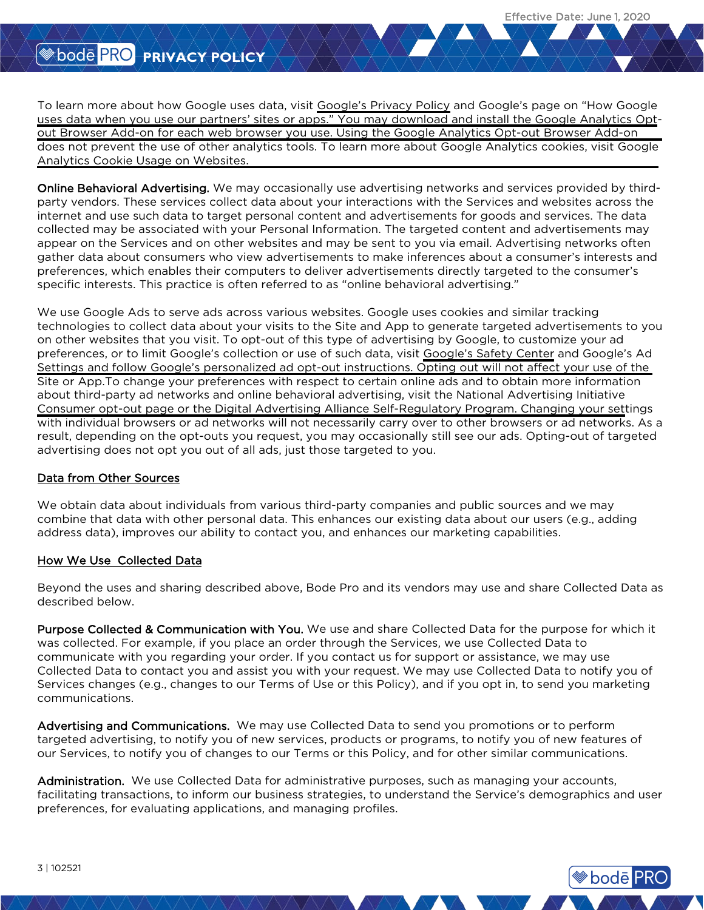To learn more about how Google uses data, visit Google's Privacy Policy and Google's page on "How Google uses data when you use our partners' sites or apps." You may download and install the Google Analytics Opt-out Browser Add-on for each web browser you use. Using the Google Analytics Opt-out Browser Add-on does not prevent the use of other analytics tools. To learn more about Google Analytics cookies, visit Google Analytics Cookie Usage on Websites.

**Online Behavioral Advertising.** We may occasionally use advertising networks and services provided by third-party vendors. These services collect data about your interactions with the Services and websites across the internet and use such data to target personal content and advertisements for goods and services. The data collected may be associated with your Personal Information. The targeted content and advertisements may appear on the Services and on other websites and may be sent to you via email. Advertising networks often gather data about consumers who view advertisements to make inferences about a consumer's interests and preferences, which enables their computers to deliver advertisements directly targeted to the consumer's specific interests. This practice is often referred to as "online behavioral advertising."

We use Google Ads to serve ads across various websites. Google uses cookies and similar tracking technologies to collect data about your visits to the Site and App to generate targeted advertisements to you on other websites that you visit. To opt-out of this type of advertising by Google, to customize your ad preferences, or to limit Google's collection or use of such data, visit Google's Safety Center and Google's Ad Settings and follow Google's personalized ad opt-out instructions. Opting out will not affect your use of the Site or App.To change your preferences with respect to certain online ads and to obtain more information about third-party ad networks and online behavioral advertising, visit the National Advertising Initiative Consumer opt-out page or the Digital Advertising Alliance Self-Regulatory Program. Changing your settings with individual browsers or ad networks will not necessarily carry over to other browsers or ad networks. As a result, depending on the opt-outs you request, you may occasionally still see our ads. Opting-out of targeted advertising does not opt you out of all ads, just those targeted to you.

## Data from Other Sources

We obtain data about individuals from various third-party companies and public sources and we may combine that data with other personal data. This enhances our existing data about our users (e.g., adding address data), improves our ability to contact you, and enhances our marketing capabilities.

## How We Use Collected Data

Beyond the uses and sharing described above, Bode Pro and its vendors may use and share Collected Data as described below.

**Purpose Collected & Communication with You.** We use and share Collected Data for the purpose for which it was collected. For example, if you place an order through the Services, we use Collected Data to communicate with you regarding your order. If you contact us for support or assistance, we may use Collected Data to contact you and assist you with your request. We may use Collected Data to notify you of Services changes (e.g., changes to our Terms of Use or this Policy), and if you opt in, to send you marketing communications.

**Advertising and Communications.** We may use Collected Data to send you promotions or to perform targeted advertising, to notify you of new services, products or programs, to notify you of new features of our Services, to notify you of changes to our Terms or this Policy, and for other similar communications.

**Administration.** We use Collected Data for administrative purposes, such as managing your accounts, facilitating transactions, to inform our business strategies, to understand the Service's demographics and user preferences, for evaluating applications, and managing profiles.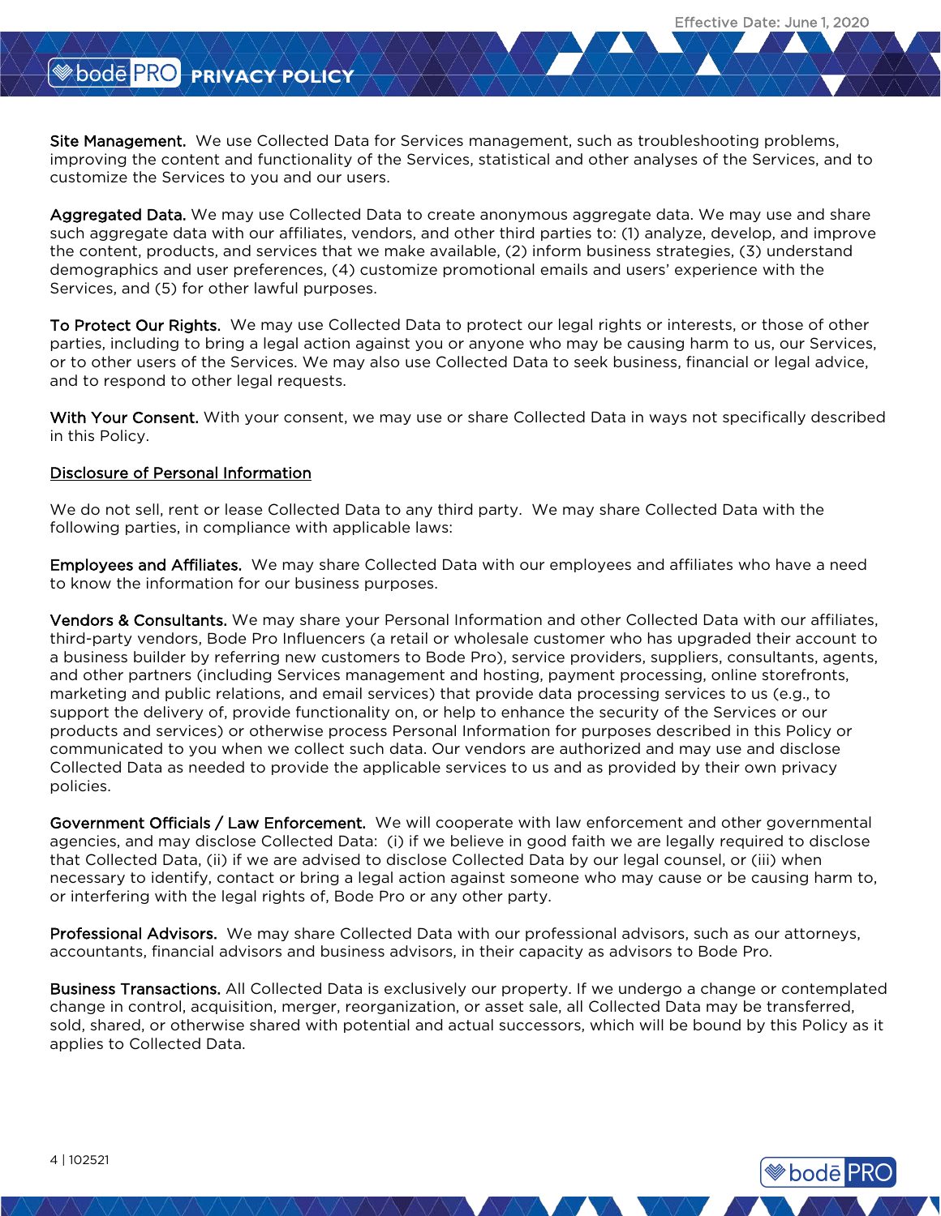**Site Management.** We use Collected Data for Services management, such as troubleshooting problems, improving the content and functionality of the Services, statistical and other analyses of the Services, and to customize the Services to you and our users.

**Aggregated Data.** We may use Collected Data to create anonymous aggregate data. We may use and share such aggregate data with our affiliates, vendors, and other third parties to: (1) analyze, develop, and improve the content, products, and services that we make available, (2) inform business strategies, (3) understand demographics and user preferences, (4) customize promotional emails and users' experience with the Services, and (5) for other lawful purposes.

**To Protect Our Rights.** We may use Collected Data to protect our legal rights or interests, or those of other parties, including to bring a legal action against you or anyone who may be causing harm to us, our Services, or to other users of the Services. We may also use Collected Data to seek business, financial or legal advice, and to respond to other legal requests.

**With Your Consent.** With your consent, we may use or share Collected Data in ways not specifically described in this Policy.

## Disclosure of Personal Information

We do not sell, rent or lease Collected Data to any third party. We may share Collected Data with the following parties, in compliance with applicable laws:

**Employees and Affiliates.** We may share Collected Data with our employees and affiliates who have a need to know the information for our business purposes.

**Vendors & Consultants.** We may share your Personal Information and other Collected Data with our affiliates, third-party vendors, Bode Pro Influencers (a retail or wholesale customer who has upgraded their account to a business builder by referring new customers to Bode Pro), service providers, suppliers, consultants, agents, and other partners (including Services management and hosting, payment processing, online storefronts, marketing and public relations, and email services) that provide data processing services to us (e.g., to support the delivery of, provide functionality on, or help to enhance the security of the Services or our products and services) or otherwise process Personal Information for purposes described in this Policy or communicated to you when we collect such data. Our vendors are authorized and may use and disclose Collected Data as needed to provide the applicable services to us and as provided by their own privacy policies.

**Government Officials / Law Enforcement.** We will cooperate with law enforcement and other governmental agencies, and may disclose Collected Data: (i) if we believe in good faith we are legally required to disclose that Collected Data, (ii) if we are advised to disclose Collected Data by our legal counsel, or (iii) when necessary to identify, contact or bring a legal action against someone who may cause or be causing harm to, or interfering with the legal rights of, Bode Pro or any other party.

**Professional Advisors.** We may share Collected Data with our professional advisors, such as our attorneys, accountants, financial advisors and business advisors, in their capacity as advisors to Bode Pro.

**Business Transactions.** All Collected Data is exclusively our property. If we undergo a change or contemplated change in control, acquisition, merger, reorganization, or asset sale, all Collected Data may be transferred, sold, shared, or otherwise shared with potential and actual successors, which will be bound by this Policy as it applies to Collected Data.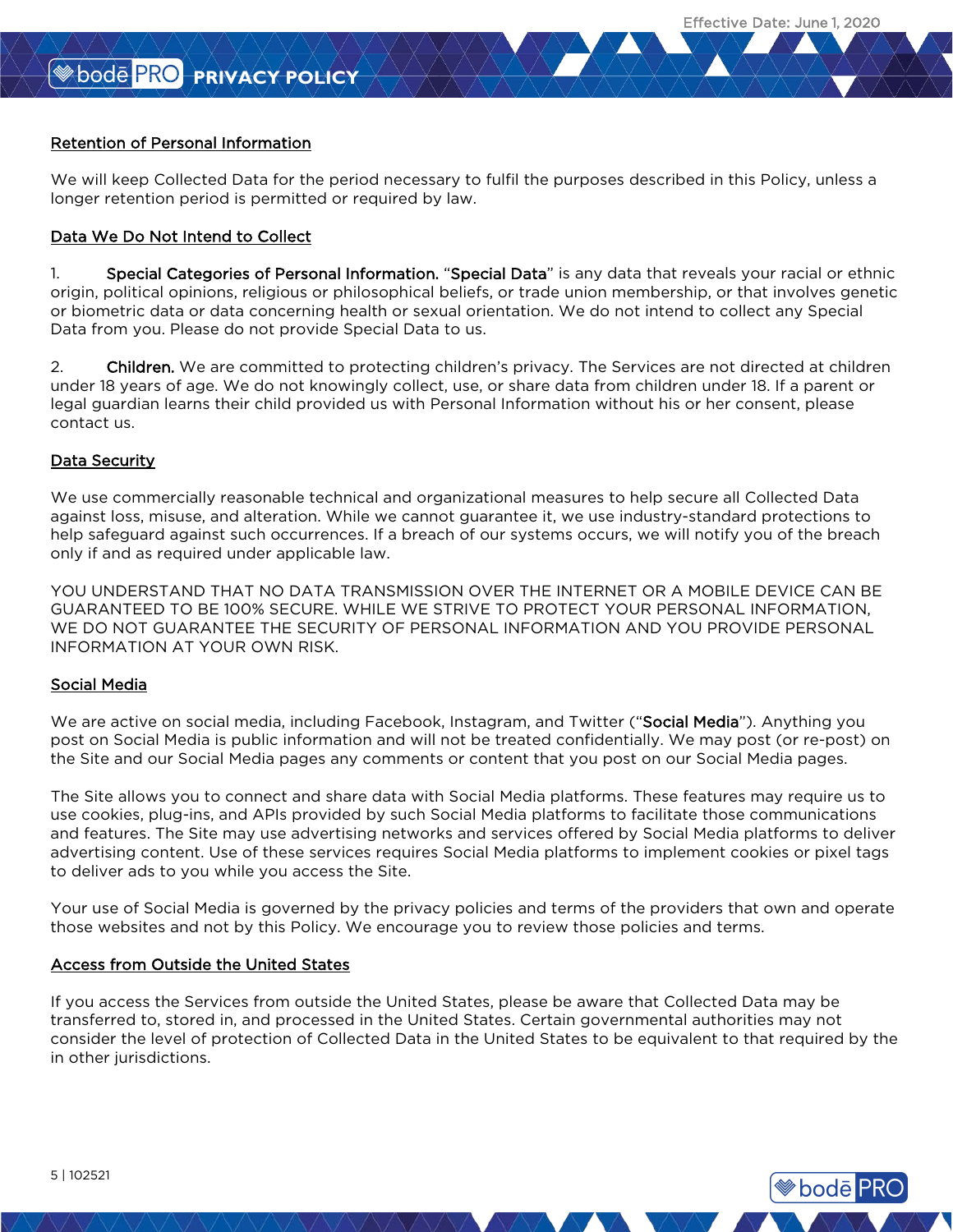### Retention of Personal Information

We will keep Collected Data for the period necessary to fulfil the purposes described in this Policy, unless a longer retention period is permitted or required by law.

### Data We Do Not Intend to Collect

1. **Special Categories of Personal Information.** "**Special Data**" is any data that reveals your racial or ethnic origin, political opinions, religious or philosophical beliefs, or trade union membership, or that involves genetic or biometric data or data concerning health or sexual orientation. We do not intend to collect any Special Data from you. Please do not provide Special Data to us.

2. **Children.** We are committed to protecting children's privacy. The Services are not directed at children under 18 years of age. We do not knowingly collect, use, or share data from children under 18. If a parent or legal guardian learns their child provided us with Personal Information without his or her consent, please contact us.

### Data Security

We use commercially reasonable technical and organizational measures to help secure all Collected Data against loss, misuse, and alteration. While we cannot guarantee it, we use industry-standard protections to help safeguard against such occurrences. If a breach of our systems occurs, we will notify you of the breach only if and as required under applicable law.

YOU UNDERSTAND THAT NO DATA TRANSMISSION OVER THE INTERNET OR A MOBILE DEVICE CAN BE GUARANTEED TO BE 100% SECURE. WHILE WE STRIVE TO PROTECT YOUR PERSONAL INFORMATION, WE DO NOT GUARANTEE THE SECURITY OF PERSONAL INFORMATION AND YOU PROVIDE PERSONAL INFORMATION AT YOUR OWN RISK.

### Social Media

We are active on social media, including Facebook, Instagram, and Twitter ("**Social Media**"). Anything you post on Social Media is public information and will not be treated confidentially. We may post (or re-post) on the Site and our Social Media pages any comments or content that you post on our Social Media pages.

The Site allows you to connect and share data with Social Media platforms. These features may require us to use cookies, plug-ins, and APIs provided by such Social Media platforms to facilitate those communications and features. The Site may use advertising networks and services offered by Social Media platforms to deliver advertising content. Use of these services requires Social Media platforms to implement cookies or pixel tags to deliver ads to you while you access the Site.

Your use of Social Media is governed by the privacy policies and terms of the providers that own and operate those websites and not by this Policy. We encourage you to review those policies and terms.

### Access from Outside the United States

If you access the Services from outside the United States, please be aware that Collected Data may be transferred to, stored in, and processed in the United States. Certain governmental authorities may not consider the level of protection of Collected Data in the United States to be equivalent to that required by the in other jurisdictions.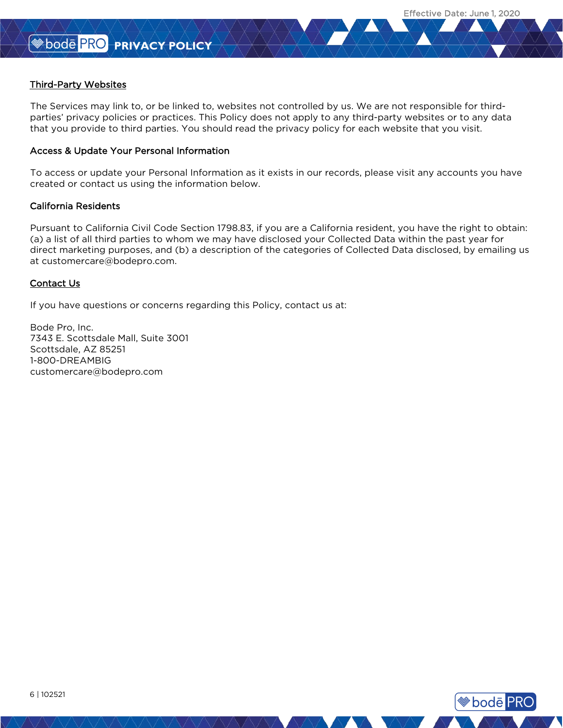## Third-Party Websites

The Services may link to, or be linked to, websites not controlled by us. We are not responsible for third-parties' privacy policies or practices. This Policy does not apply to any third-party websites or to any data that you provide to third parties. You should read the privacy policy for each website that you visit.

### Access & Update Your Personal Information

To access or update your Personal Information as it exists in our records, please visit any accounts you have created or contact us using the information below.

### California Residents

Pursuant to California Civil Code Section 1798.83, if you are a California resident, you have the right to obtain: (a) a list of all third parties to whom we may have disclosed your Collected Data within the past year for direct marketing purposes, and (b) a description of the categories of Collected Data disclosed, by emailing us at customercare@bodepro.com.

## Contact Us

If you have questions or concerns regarding this Policy, contact us at:

Bode Pro, Inc.
7343 E. Scottsdale Mall, Suite 3001
Scottsdale, AZ 85251
1-800-DREAMBIG
customercare@bodepro.com